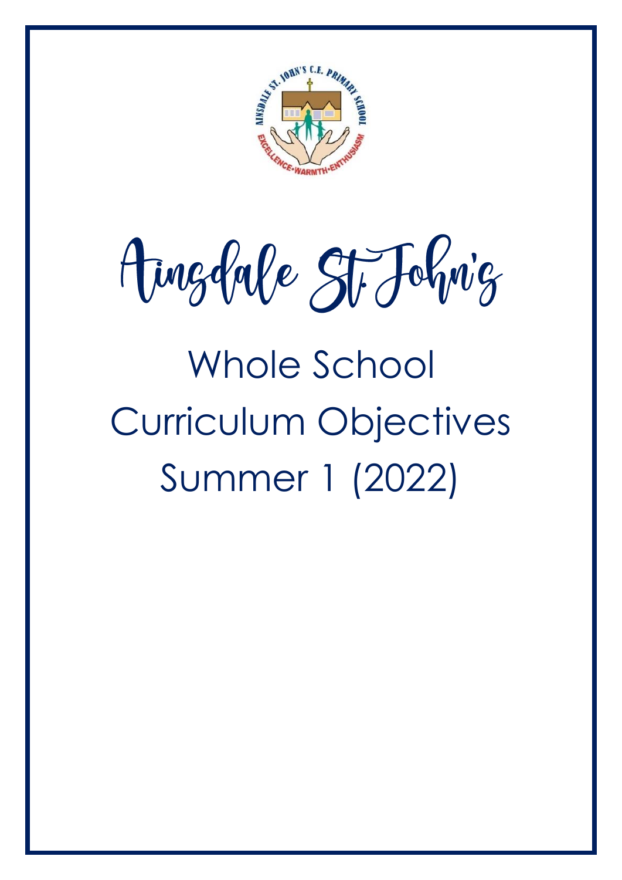# Ainsdale St John's

## Whole School Curriculum Objectives Summer 1 (2022)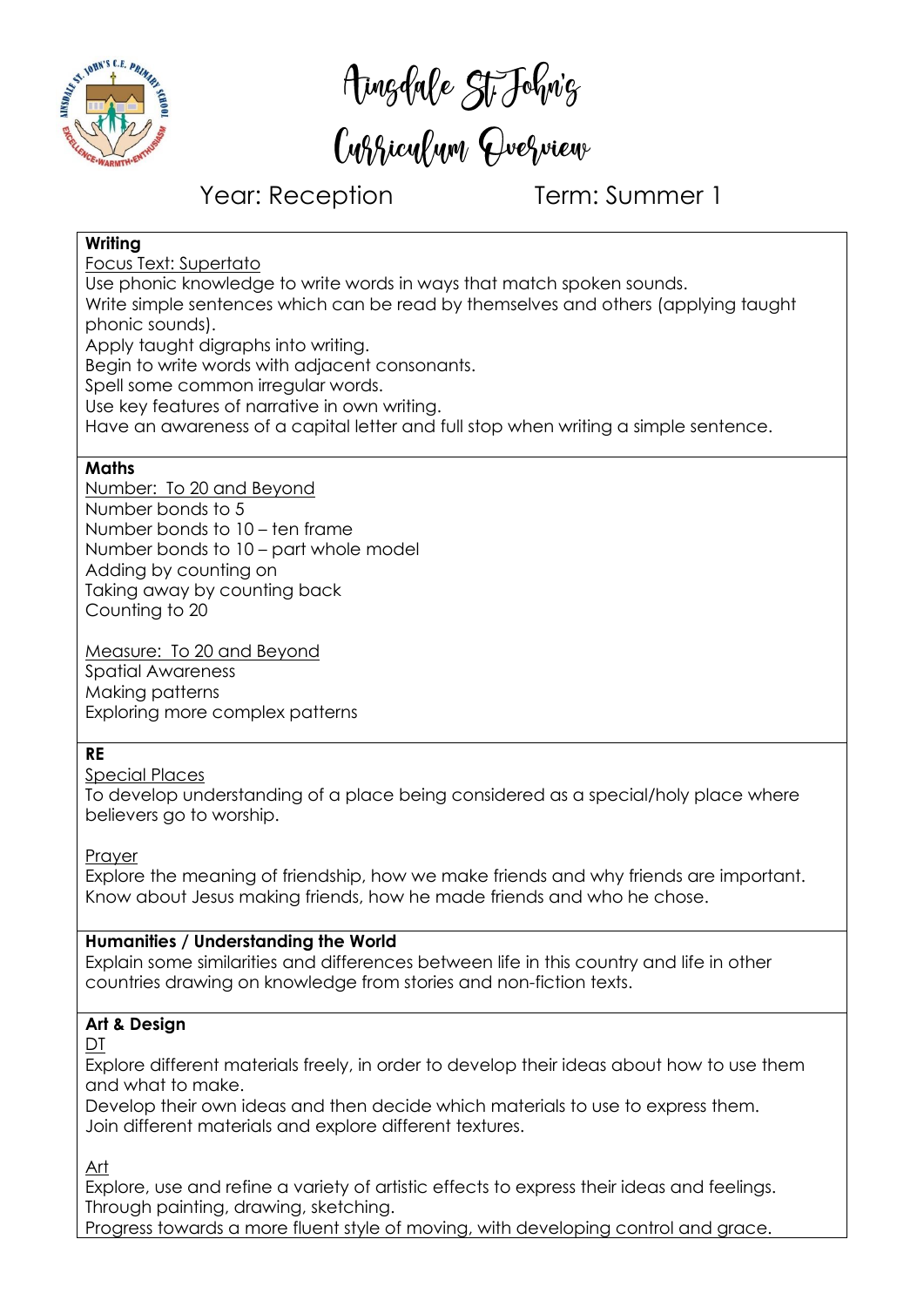# Ainsdale St John's
# Curriculum Overview

Year: Reception Term: Summer 1

**Writing**

Focus Text: Supertato

Use phonic knowledge to write words in ways that match spoken sounds.
Write simple sentences which can be read by themselves and others (applying taught phonic sounds).
Apply taught digraphs into writing.
Begin to write words with adjacent consonants.
Spell some common irregular words.
Use key features of narrative in own writing.
Have an awareness of a capital letter and full stop when writing a simple sentence.

**Maths**

Number: To 20 and Beyond

Number bonds to 5
Number bonds to 10 – ten frame
Number bonds to 10 – part whole model
Adding by counting on
Taking away by counting back
Counting to 20

Measure: To 20 and Beyond

Spatial Awareness
Making patterns
Exploring more complex patterns

**RE**

Special Places

To develop understanding of a place being considered as a special/holy place where believers go to worship.

Prayer

Explore the meaning of friendship, how we make friends and why friends are important.
Know about Jesus making friends, how he made friends and who he chose.

**Humanities / Understanding the World**

Explain some similarities and differences between life in this country and life in other countries drawing on knowledge from stories and non-fiction texts.

**Art & Design**

DT

Explore different materials freely, in order to develop their ideas about how to use them and what to make.
Develop their own ideas and then decide which materials to use to express them.
Join different materials and explore different textures.

Art

Explore, use and refine a variety of artistic effects to express their ideas and feelings.
Through painting, drawing, sketching.
Progress towards a more fluent style of moving, with developing control and grace.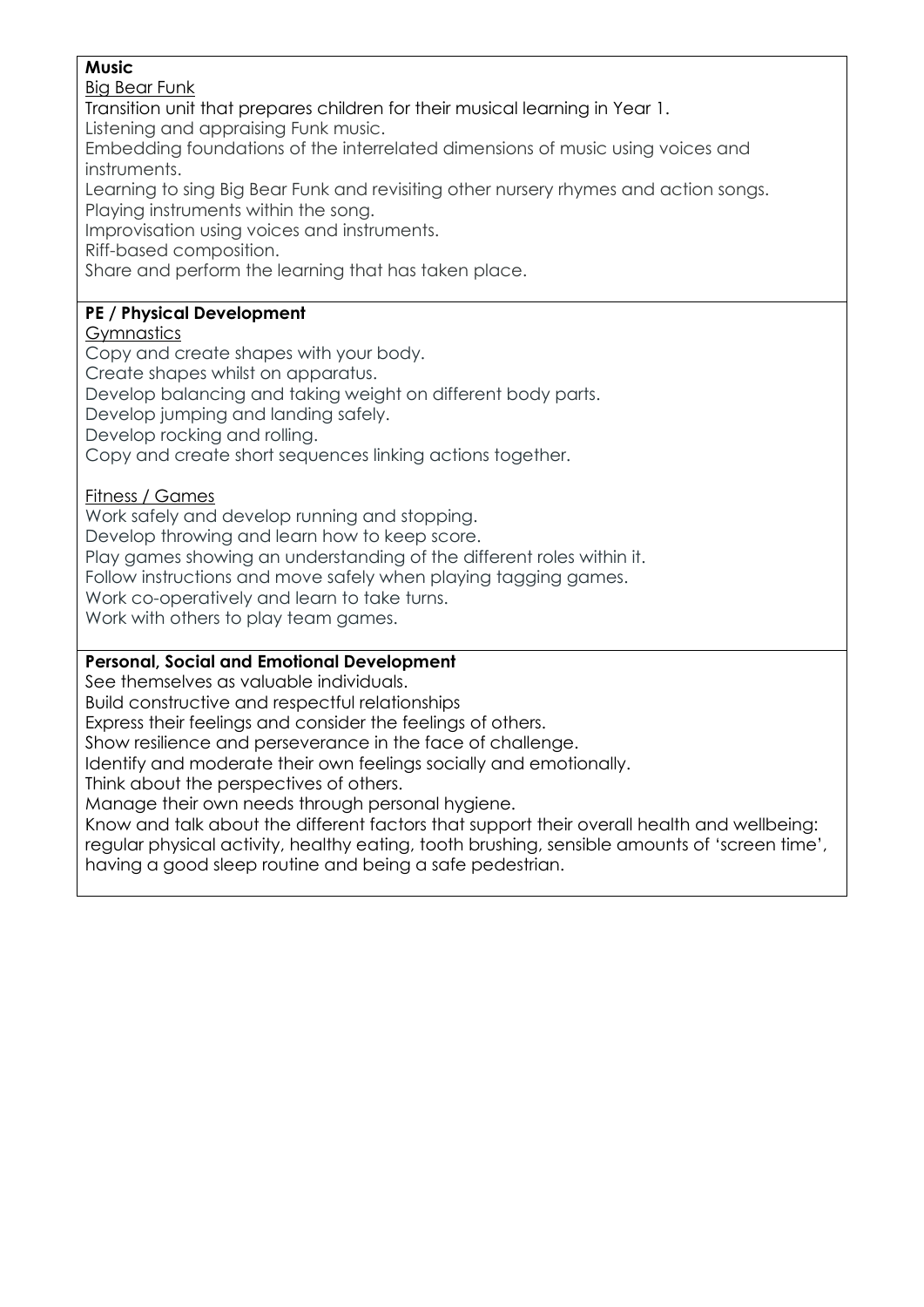**Music**

<u>Big Bear Funk</u>

Transition unit that prepares children for their musical learning in Year 1.
Listening and appraising Funk music.
Embedding foundations of the interrelated dimensions of music using voices and instruments.
Learning to sing Big Bear Funk and revisiting other nursery rhymes and action songs.
Playing instruments within the song.
Improvisation using voices and instruments.
Riff-based composition.
Share and perform the learning that has taken place.

**PE / Physical Development**

<u>Gymnastics</u>

Copy and create shapes with your body.
Create shapes whilst on apparatus.
Develop balancing and taking weight on different body parts.
Develop jumping and landing safely.
Develop rocking and rolling.
Copy and create short sequences linking actions together.

<u>Fitness / Games</u>

Work safely and develop running and stopping.
Develop throwing and learn how to keep score.
Play games showing an understanding of the different roles within it.
Follow instructions and move safely when playing tagging games.
Work co-operatively and learn to take turns.
Work with others to play team games.

**Personal, Social and Emotional Development**

See themselves as valuable individuals.
Build constructive and respectful relationships
Express their feelings and consider the feelings of others.
Show resilience and perseverance in the face of challenge.
Identify and moderate their own feelings socially and emotionally.
Think about the perspectives of others.
Manage their own needs through personal hygiene.
Know and talk about the different factors that support their overall health and wellbeing: regular physical activity, healthy eating, tooth brushing, sensible amounts of 'screen time', having a good sleep routine and being a safe pedestrian.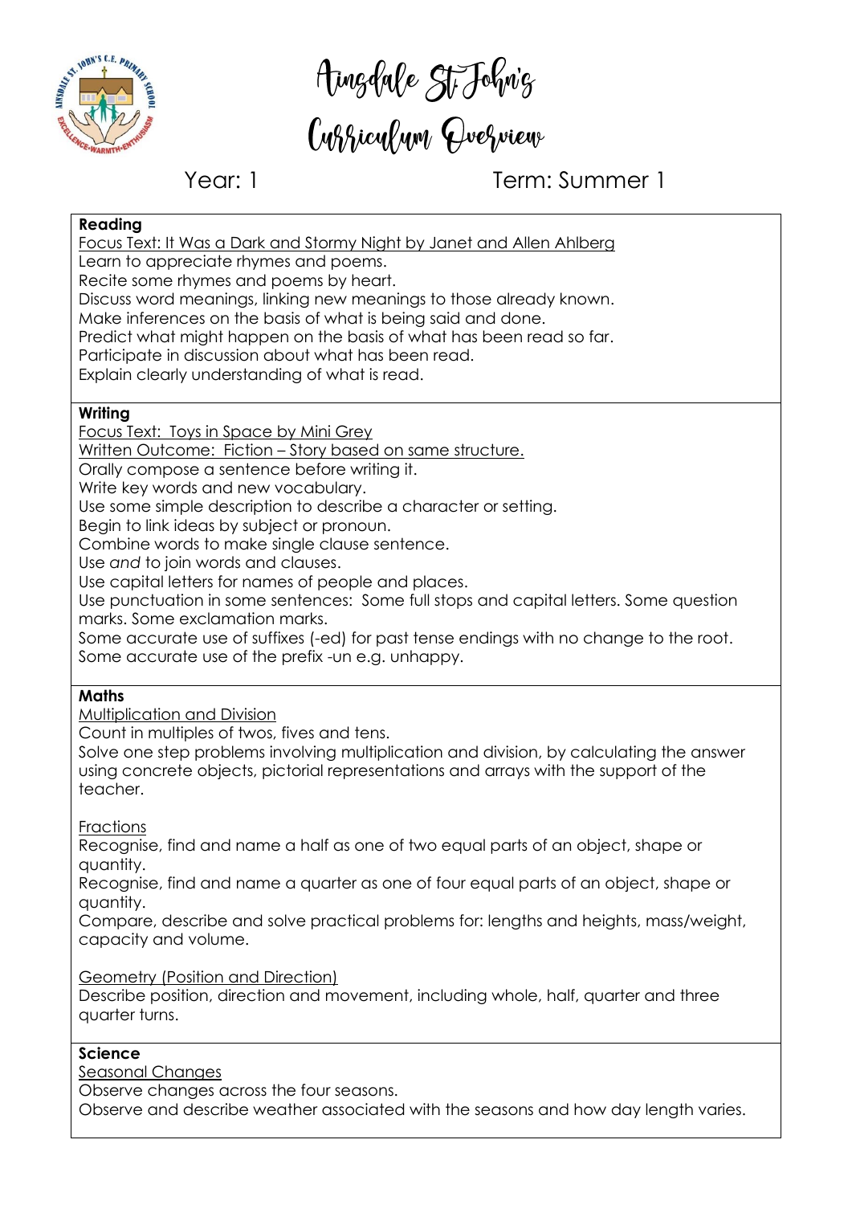# Ainsdale St John's Curriculum Overview

Year: 1 Term: Summer 1

**Reading**

Focus Text: It Was a Dark and Stormy Night by Janet and Allen Ahlberg

Learn to appreciate rhymes and poems.
Recite some rhymes and poems by heart.
Discuss word meanings, linking new meanings to those already known.
Make inferences on the basis of what is being said and done.
Predict what might happen on the basis of what has been read so far.
Participate in discussion about what has been read.
Explain clearly understanding of what is read.

**Writing**

Focus Text: Toys in Space by Mini Grey

Written Outcome: Fiction – Story based on same structure.

Orally compose a sentence before writing it.
Write key words and new vocabulary.
Use some simple description to describe a character or setting.
Begin to link ideas by subject or pronoun.
Combine words to make single clause sentence.
Use *and* to join words and clauses.
Use capital letters for names of people and places.
Use punctuation in some sentences: Some full stops and capital letters. Some question marks. Some exclamation marks.
Some accurate use of suffixes (-ed) for past tense endings with no change to the root.
Some accurate use of the prefix -un e.g. unhappy.

**Maths**

Multiplication and Division

Count in multiples of twos, fives and tens.
Solve one step problems involving multiplication and division, by calculating the answer using concrete objects, pictorial representations and arrays with the support of the teacher.

Fractions

Recognise, find and name a half as one of two equal parts of an object, shape or quantity.
Recognise, find and name a quarter as one of four equal parts of an object, shape or quantity.
Compare, describe and solve practical problems for: lengths and heights, mass/weight, capacity and volume.

Geometry (Position and Direction)

Describe position, direction and movement, including whole, half, quarter and three quarter turns.

**Science**

Seasonal Changes

Observe changes across the four seasons.
Observe and describe weather associated with the seasons and how day length varies.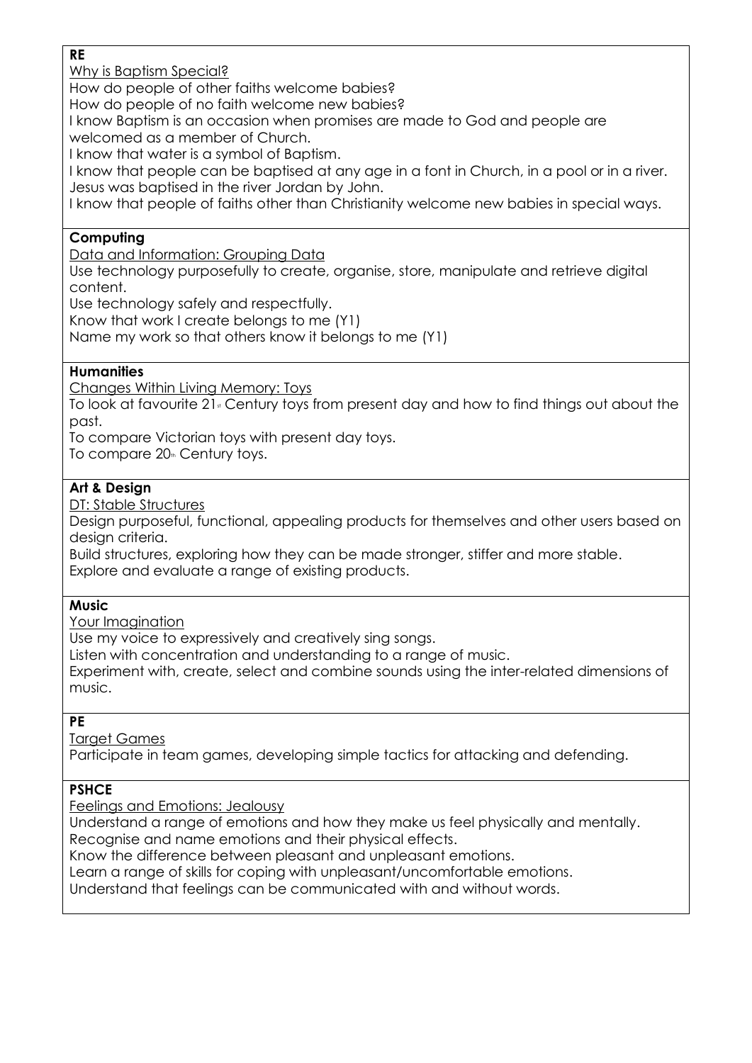**RE**

Why is Baptism Special?

How do people of other faiths welcome babies?
How do people of no faith welcome new babies?
I know Baptism is an occasion when promises are made to God and people are welcomed as a member of Church.
I know that water is a symbol of Baptism.
I know that people can be baptised at any age in a font in Church, in a pool or in a river.
Jesus was baptised in the river Jordan by John.
I know that people of faiths other than Christianity welcome new babies in special ways.

**Computing**

Data and Information: Grouping Data

Use technology purposefully to create, organise, store, manipulate and retrieve digital content.
Use technology safely and respectfully.
Know that work I create belongs to me (Y1)
Name my work so that others know it belongs to me (Y1)

**Humanities**

Changes Within Living Memory: Toys

To look at favourite 21st Century toys from present day and how to find things out about the past.
To compare Victorian toys with present day toys.
To compare 20th Century toys.

**Art & Design**

DT: Stable Structures

Design purposeful, functional, appealing products for themselves and other users based on design criteria.
Build structures, exploring how they can be made stronger, stiffer and more stable.
Explore and evaluate a range of existing products.

**Music**

Your Imagination

Use my voice to expressively and creatively sing songs.
Listen with concentration and understanding to a range of music.
Experiment with, create, select and combine sounds using the inter-related dimensions of music.

**PE**

Target Games

Participate in team games, developing simple tactics for attacking and defending.

**PSHCE**

Feelings and Emotions: Jealousy

Understand a range of emotions and how they make us feel physically and mentally.
Recognise and name emotions and their physical effects.
Know the difference between pleasant and unpleasant emotions.
Learn a range of skills for coping with unpleasant/uncomfortable emotions.
Understand that feelings can be communicated with and without words.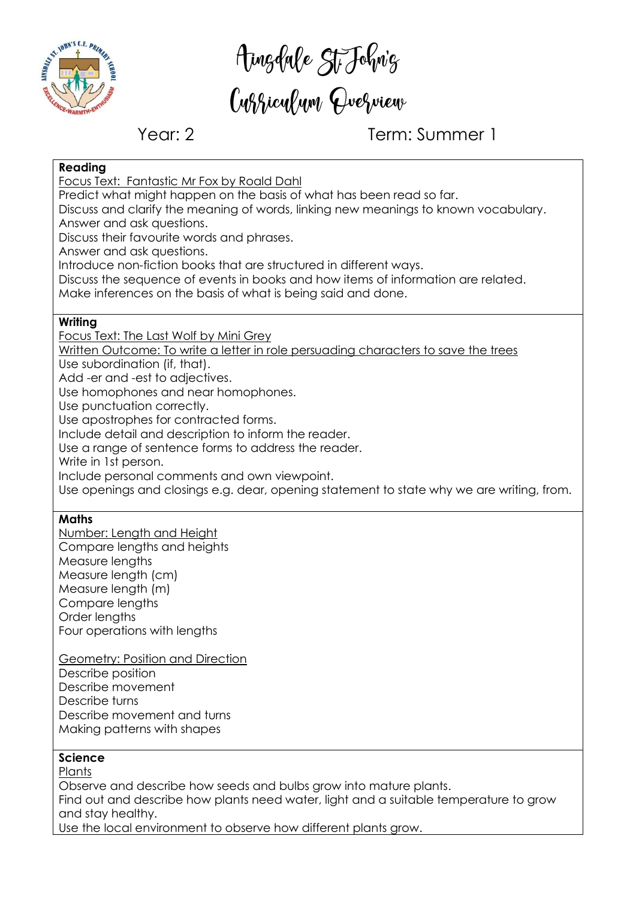# Ainsdale St John's Curriculum Overview

Year: 2 Term: Summer 1

**Reading**

Focus Text: Fantastic Mr Fox by Roald Dahl

Predict what might happen on the basis of what has been read so far.
Discuss and clarify the meaning of words, linking new meanings to known vocabulary.
Answer and ask questions.
Discuss their favourite words and phrases.
Answer and ask questions.
Introduce non-fiction books that are structured in different ways.
Discuss the sequence of events in books and how items of information are related.
Make inferences on the basis of what is being said and done.

**Writing**

Focus Text: The Last Wolf by Mini Grey

Written Outcome: To write a letter in role persuading characters to save the trees

Use subordination (if, that).
Add -er and -est to adjectives.
Use homophones and near homophones.
Use punctuation correctly.
Use apostrophes for contracted forms.
Include detail and description to inform the reader.
Use a range of sentence forms to address the reader.
Write in 1st person.
Include personal comments and own viewpoint.
Use openings and closings e.g. dear, opening statement to state why we are writing, from.

**Maths**

Number: Length and Height

Compare lengths and heights
Measure lengths
Measure length (cm)
Measure length (m)
Compare lengths
Order lengths
Four operations with lengths

Geometry: Position and Direction

Describe position
Describe movement
Describe turns
Describe movement and turns
Making patterns with shapes

**Science**

Plants

Observe and describe how seeds and bulbs grow into mature plants.
Find out and describe how plants need water, light and a suitable temperature to grow and stay healthy.
Use the local environment to observe how different plants grow.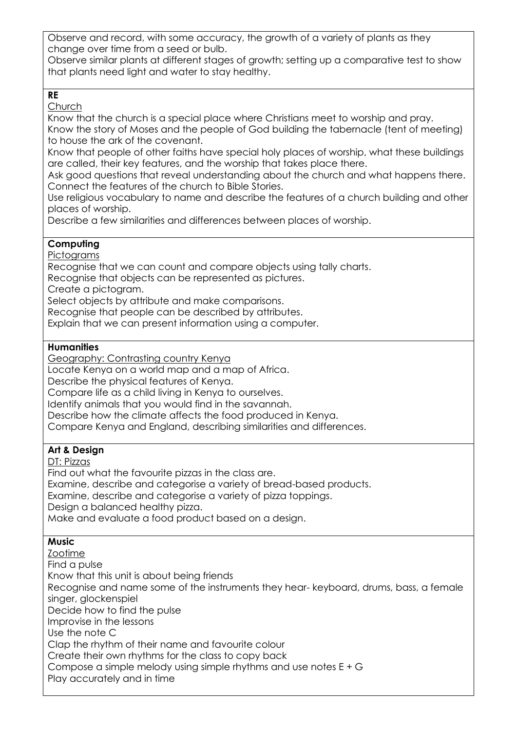Observe and record, with some accuracy, the growth of a variety of plants as they change over time from a seed or bulb.
Observe similar plants at different stages of growth; setting up a comparative test to show that plants need light and water to stay healthy.

**RE**

Church

Know that the church is a special place where Christians meet to worship and pray.
Know the story of Moses and the people of God building the tabernacle (tent of meeting) to house the ark of the covenant.
Know that people of other faiths have special holy places of worship, what these buildings are called, their key features, and the worship that takes place there.
Ask good questions that reveal understanding about the church and what happens there.
Connect the features of the church to Bible Stories.
Use religious vocabulary to name and describe the features of a church building and other places of worship.
Describe a few similarities and differences between places of worship.

**Computing**

Pictograms

Recognise that we can count and compare objects using tally charts.
Recognise that objects can be represented as pictures.
Create a pictogram.
Select objects by attribute and make comparisons.
Recognise that people can be described by attributes.
Explain that we can present information using a computer.

**Humanities**

Geography: Contrasting country Kenya

Locate Kenya on a world map and a map of Africa.
Describe the physical features of Kenya.
Compare life as a child living in Kenya to ourselves.
Identify animals that you would find in the savannah.
Describe how the climate affects the food produced in Kenya.
Compare Kenya and England, describing similarities and differences.

**Art & Design**

DT: Pizzas

Find out what the favourite pizzas in the class are.
Examine, describe and categorise a variety of bread-based products.
Examine, describe and categorise a variety of pizza toppings.
Design a balanced healthy pizza.
Make and evaluate a food product based on a design.

**Music**

Zootime

Find a pulse
Know that this unit is about being friends
Recognise and name some of the instruments they hear- keyboard, drums, bass, a female singer, glockenspiel
Decide how to find the pulse
Improvise in the lessons
Use the note C
Clap the rhythm of their name and favourite colour
Create their own rhythms for the class to copy back
Compose a simple melody using simple rhythms and use notes E + G
Play accurately and in time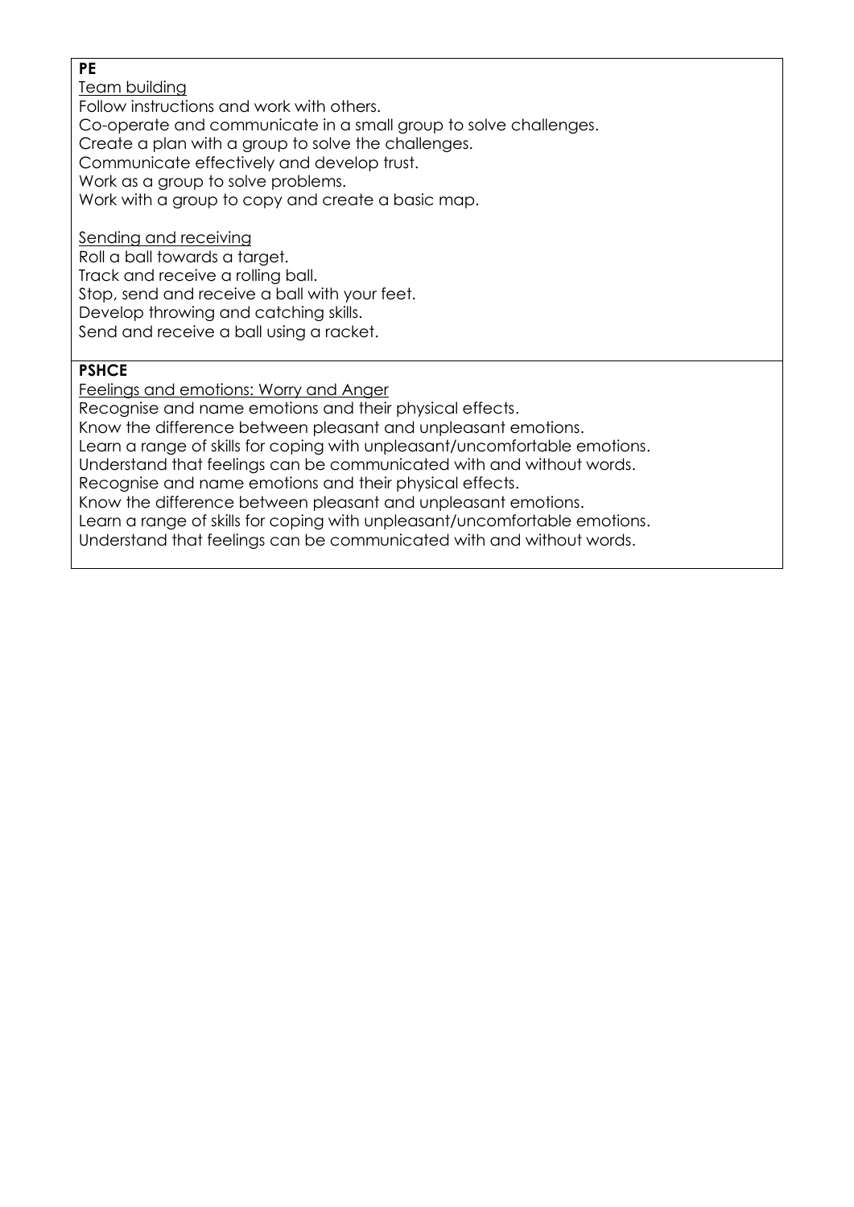**PE**

Team building

Follow instructions and work with others.
Co-operate and communicate in a small group to solve challenges.
Create a plan with a group to solve the challenges.
Communicate effectively and develop trust.
Work as a group to solve problems.
Work with a group to copy and create a basic map.

Sending and receiving

Roll a ball towards a target.
Track and receive a rolling ball.
Stop, send and receive a ball with your feet.
Develop throwing and catching skills.
Send and receive a ball using a racket.

**PSHCE**

Feelings and emotions: Worry and Anger

Recognise and name emotions and their physical effects.
Know the difference between pleasant and unpleasant emotions.
Learn a range of skills for coping with unpleasant/uncomfortable emotions.
Understand that feelings can be communicated with and without words.
Recognise and name emotions and their physical effects.
Know the difference between pleasant and unpleasant emotions.
Learn a range of skills for coping with unpleasant/uncomfortable emotions.
Understand that feelings can be communicated with and without words.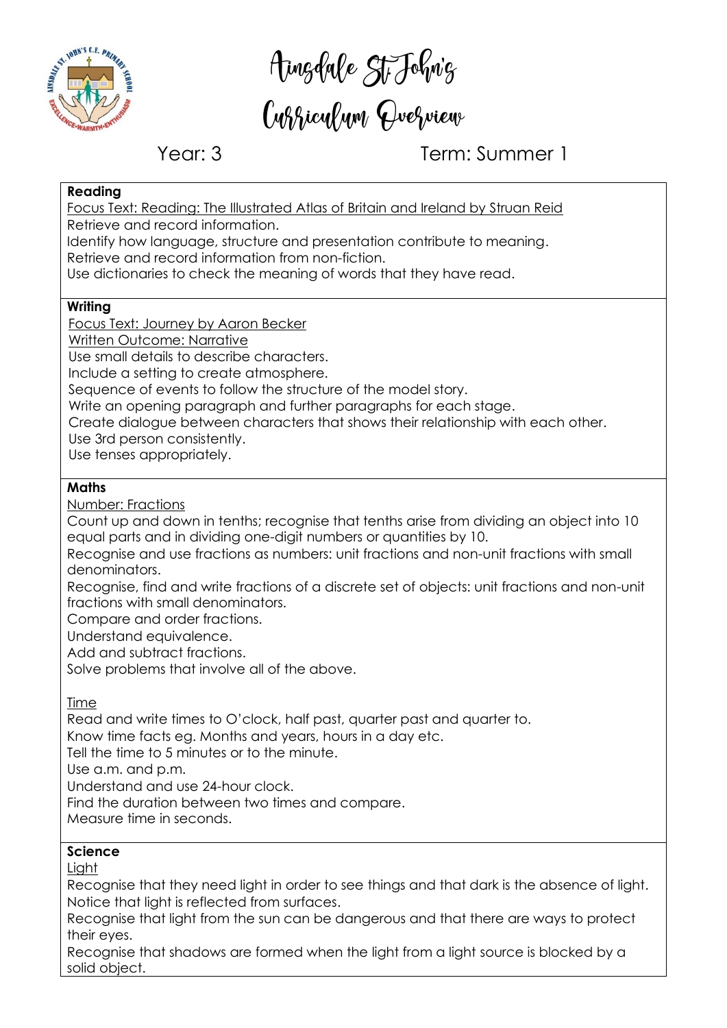# Ainsdale St John's Curriculum Overview

**Year: 3** | **Term: Summer 1**

### Reading

Focus Text: Reading: The Illustrated Atlas of Britain and Ireland by Struan Reid

Retrieve and record information.
Identify how language, structure and presentation contribute to meaning.
Retrieve and record information from non-fiction.
Use dictionaries to check the meaning of words that they have read.

### Writing

Focus Text: Journey by Aaron Becker
Written Outcome: Narrative

Use small details to describe characters.
Include a setting to create atmosphere.
Sequence of events to follow the structure of the model story.
Write an opening paragraph and further paragraphs for each stage.
Create dialogue between characters that shows their relationship with each other.
Use 3rd person consistently.
Use tenses appropriately.

### Maths

Number: Fractions

Count up and down in tenths; recognise that tenths arise from dividing an object into 10 equal parts and in dividing one-digit numbers or quantities by 10.
Recognise and use fractions as numbers: unit fractions and non-unit fractions with small denominators.
Recognise, find and write fractions of a discrete set of objects: unit fractions and non-unit fractions with small denominators.
Compare and order fractions.
Understand equivalence.
Add and subtract fractions.
Solve problems that involve all of the above.

Time

Read and write times to O'clock, half past, quarter past and quarter to.
Know time facts eg. Months and years, hours in a day etc.
Tell the time to 5 minutes or to the minute.
Use a.m. and p.m.
Understand and use 24-hour clock.
Find the duration between two times and compare.
Measure time in seconds.

### Science

Light

Recognise that they need light in order to see things and that dark is the absence of light.
Notice that light is reflected from surfaces.
Recognise that light from the sun can be dangerous and that there are ways to protect their eyes.
Recognise that shadows are formed when the light from a light source is blocked by a solid object.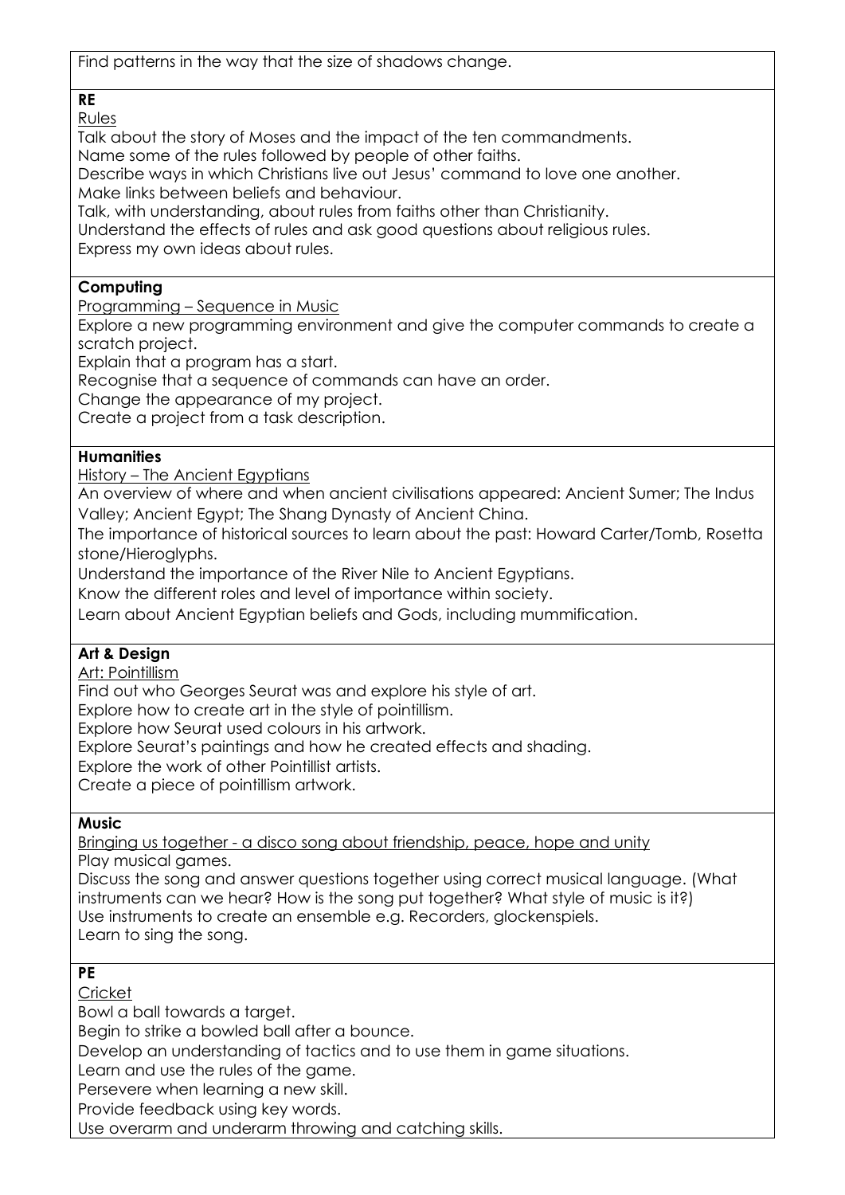Find patterns in the way that the size of shadows change.

**RE**

Rules

Talk about the story of Moses and the impact of the ten commandments.
Name some of the rules followed by people of other faiths.
Describe ways in which Christians live out Jesus' command to love one another.
Make links between beliefs and behaviour.
Talk, with understanding, about rules from faiths other than Christianity.
Understand the effects of rules and ask good questions about religious rules.
Express my own ideas about rules.

**Computing**

Programming – Sequence in Music

Explore a new programming environment and give the computer commands to create a scratch project.
Explain that a program has a start.
Recognise that a sequence of commands can have an order.
Change the appearance of my project.
Create a project from a task description.

**Humanities**

History – The Ancient Egyptians

An overview of where and when ancient civilisations appeared: Ancient Sumer; The Indus Valley; Ancient Egypt; The Shang Dynasty of Ancient China.
The importance of historical sources to learn about the past: Howard Carter/Tomb, Rosetta stone/Hieroglyphs.
Understand the importance of the River Nile to Ancient Egyptians.
Know the different roles and level of importance within society.
Learn about Ancient Egyptian beliefs and Gods, including mummification.

**Art & Design**

Art: Pointillism

Find out who Georges Seurat was and explore his style of art.
Explore how to create art in the style of pointillism.
Explore how Seurat used colours in his artwork.
Explore Seurat's paintings and how he created effects and shading.
Explore the work of other Pointillist artists.
Create a piece of pointillism artwork.

**Music**

Bringing us together - a disco song about friendship, peace, hope and unity

Play musical games.
Discuss the song and answer questions together using correct musical language. (What instruments can we hear? How is the song put together? What style of music is it?)
Use instruments to create an ensemble e.g. Recorders, glockenspiels.
Learn to sing the song.

**PE**

Cricket

Bowl a ball towards a target.
Begin to strike a bowled ball after a bounce.
Develop an understanding of tactics and to use them in game situations.
Learn and use the rules of the game.
Persevere when learning a new skill.
Provide feedback using key words.
Use overarm and underarm throwing and catching skills.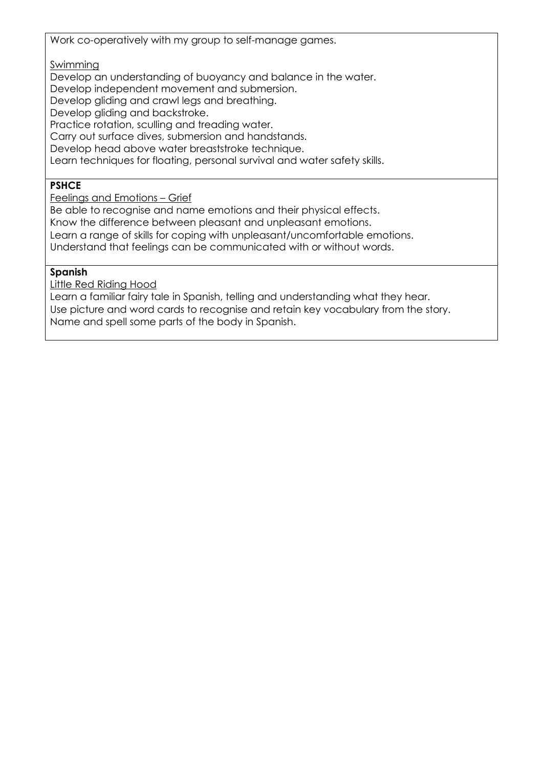Work co-operatively with my group to self-manage games.

Swimming

Develop an understanding of buoyancy and balance in the water.
Develop independent movement and submersion.
Develop gliding and crawl legs and breathing.
Develop gliding and backstroke.
Practice rotation, sculling and treading water.
Carry out surface dives, submersion and handstands.
Develop head above water breaststroke technique.
Learn techniques for floating, personal survival and water safety skills.

**PSHCE**

Feelings and Emotions – Grief

Be able to recognise and name emotions and their physical effects.
Know the difference between pleasant and unpleasant emotions.
Learn a range of skills for coping with unpleasant/uncomfortable emotions.
Understand that feelings can be communicated with or without words.

**Spanish**

Little Red Riding Hood

Learn a familiar fairy tale in Spanish, telling and understanding what they hear.
Use picture and word cards to recognise and retain key vocabulary from the story.
Name and spell some parts of the body in Spanish.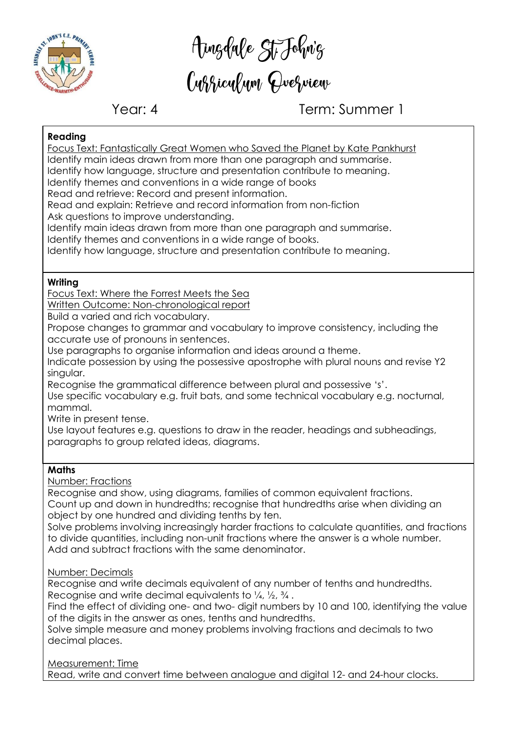# Ainsdale St John's Curriculum Overview

Year: 4 Term: Summer 1

**Reading**

Focus Text: Fantastically Great Women who Saved the Planet by Kate Pankhurst

Identify main ideas drawn from more than one paragraph and summarise.
Identify how language, structure and presentation contribute to meaning.
Identify themes and conventions in a wide range of books
Read and retrieve: Record and present information.
Read and explain: Retrieve and record information from non-fiction
Ask questions to improve understanding.
Identify main ideas drawn from more than one paragraph and summarise.
Identify themes and conventions in a wide range of books.
Identify how language, structure and presentation contribute to meaning.

**Writing**

Focus Text: Where the Forrest Meets the Sea

Written Outcome: Non-chronological report

Build a varied and rich vocabulary.
Propose changes to grammar and vocabulary to improve consistency, including the accurate use of pronouns in sentences.
Use paragraphs to organise information and ideas around a theme.
Indicate possession by using the possessive apostrophe with plural nouns and revise Y2 singular.
Recognise the grammatical difference between plural and possessive 's'.
Use specific vocabulary e.g. fruit bats, and some technical vocabulary e.g. nocturnal, mammal.
Write in present tense.
Use layout features e.g. questions to draw in the reader, headings and subheadings, paragraphs to group related ideas, diagrams.

**Maths**

Number: Fractions

Recognise and show, using diagrams, families of common equivalent fractions.
Count up and down in hundredths; recognise that hundredths arise when dividing an object by one hundred and dividing tenths by ten.
Solve problems involving increasingly harder fractions to calculate quantities, and fractions to divide quantities, including non-unit fractions where the answer is a whole number.
Add and subtract fractions with the same denominator.

Number: Decimals

Recognise and write decimals equivalent of any number of tenths and hundredths.
Recognise and write decimal equivalents to $\frac{1}{4}$, $\frac{1}{2}$, $\frac{3}{4}$ .
Find the effect of dividing one- and two- digit numbers by 10 and 100, identifying the value of the digits in the answer as ones, tenths and hundredths.
Solve simple measure and money problems involving fractions and decimals to two decimal places.

Measurement: Time

Read, write and convert time between analogue and digital 12- and 24-hour clocks.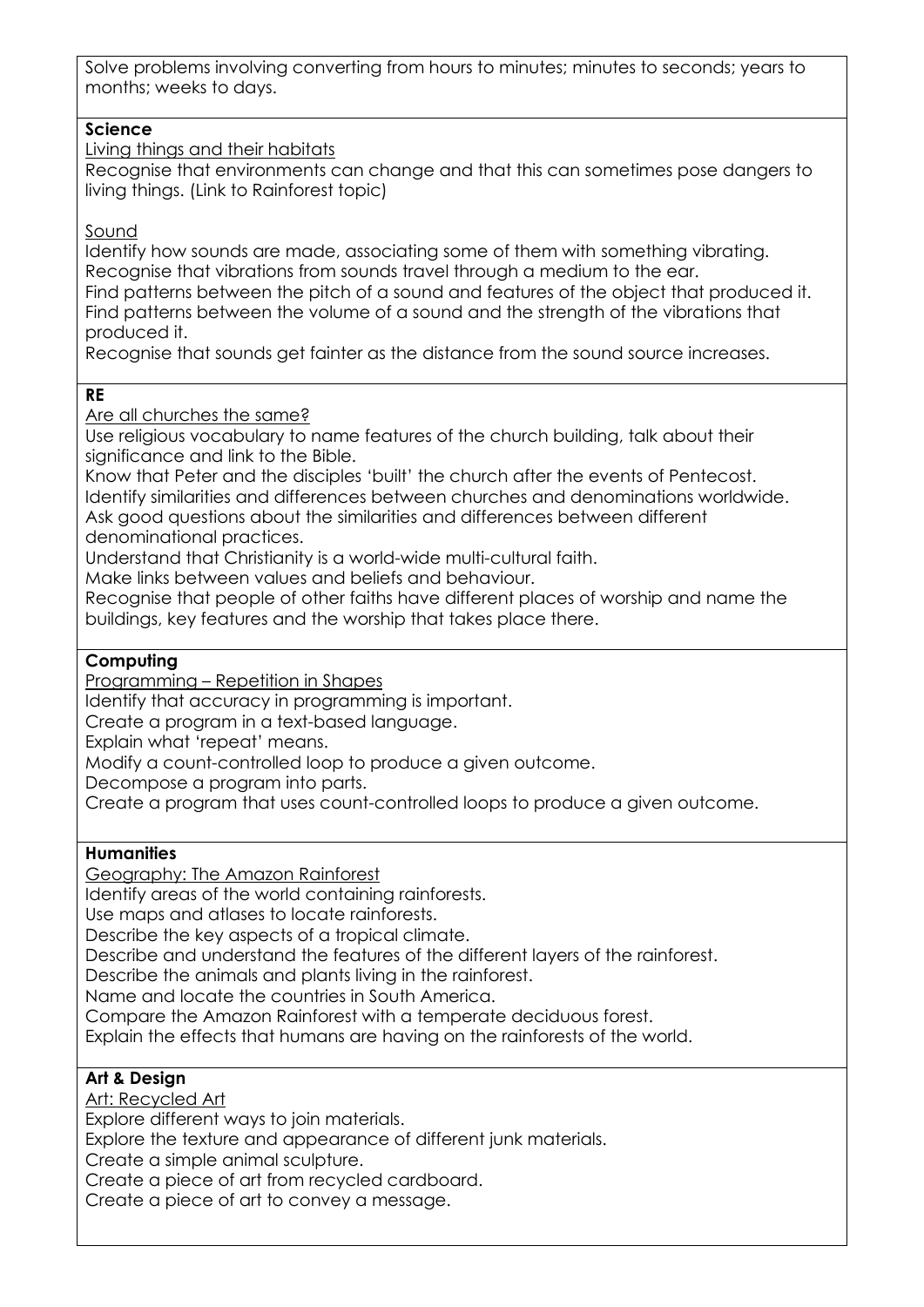Solve problems involving converting from hours to minutes; minutes to seconds; years to months; weeks to days.

**Science**

Living things and their habitats

Recognise that environments can change and that this can sometimes pose dangers to living things. (Link to Rainforest topic)

Sound

Identify how sounds are made, associating some of them with something vibrating.
Recognise that vibrations from sounds travel through a medium to the ear.
Find patterns between the pitch of a sound and features of the object that produced it.
Find patterns between the volume of a sound and the strength of the vibrations that produced it.
Recognise that sounds get fainter as the distance from the sound source increases.

**RE**

Are all churches the same?

Use religious vocabulary to name features of the church building, talk about their significance and link to the Bible.
Know that Peter and the disciples 'built' the church after the events of Pentecost.
Identify similarities and differences between churches and denominations worldwide.
Ask good questions about the similarities and differences between different denominational practices.
Understand that Christianity is a world-wide multi-cultural faith.
Make links between values and beliefs and behaviour.
Recognise that people of other faiths have different places of worship and name the buildings, key features and the worship that takes place there.

**Computing**

Programming – Repetition in Shapes

Identify that accuracy in programming is important.
Create a program in a text-based language.
Explain what 'repeat' means.
Modify a count-controlled loop to produce a given outcome.
Decompose a program into parts.
Create a program that uses count-controlled loops to produce a given outcome.

**Humanities**

Geography: The Amazon Rainforest

Identify areas of the world containing rainforests.
Use maps and atlases to locate rainforests.
Describe the key aspects of a tropical climate.
Describe and understand the features of the different layers of the rainforest.
Describe the animals and plants living in the rainforest.
Name and locate the countries in South America.
Compare the Amazon Rainforest with a temperate deciduous forest.
Explain the effects that humans are having on the rainforests of the world.

**Art & Design**

Art: Recycled Art

Explore different ways to join materials.
Explore the texture and appearance of different junk materials.
Create a simple animal sculpture.
Create a piece of art from recycled cardboard.
Create a piece of art to convey a message.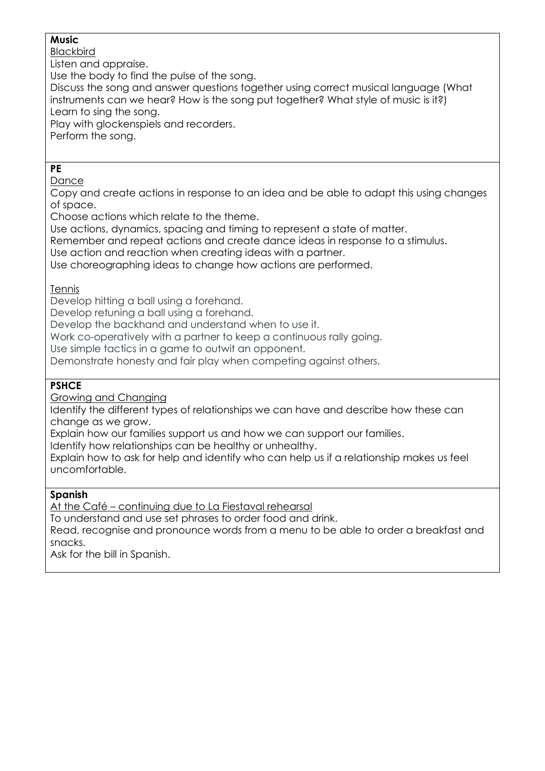**Music**

Blackbird

Listen and appraise.
Use the body to find the pulse of the song.
Discuss the song and answer questions together using correct musical language (What instruments can we hear? How is the song put together? What style of music is it?)
Learn to sing the song.
Play with glockenspiels and recorders.
Perform the song.

**PE**

Dance

Copy and create actions in response to an idea and be able to adapt this using changes of space.
Choose actions which relate to the theme.
Use actions, dynamics, spacing and timing to represent a state of matter.
Remember and repeat actions and create dance ideas in response to a stimulus.
Use action and reaction when creating ideas with a partner.
Use choreographing ideas to change how actions are performed.

Tennis

Develop hitting a ball using a forehand.
Develop retuning a ball using a forehand.
Develop the backhand and understand when to use it.
Work co-operatively with a partner to keep a continuous rally going.
Use simple tactics in a game to outwit an opponent.
Demonstrate honesty and fair play when competing against others.

**PSHCE**

Growing and Changing

Identify the different types of relationships we can have and describe how these can change as we grow.
Explain how our families support us and how we can support our families.
Identify how relationships can be healthy or unhealthy.
Explain how to ask for help and identify who can help us if a relationship makes us feel uncomfortable.

**Spanish**

At the Café – continuing due to La Fiestaval rehearsal

To understand and use set phrases to order food and drink.
Read, recognise and pronounce words from a menu to be able to order a breakfast and snacks.
Ask for the bill in Spanish.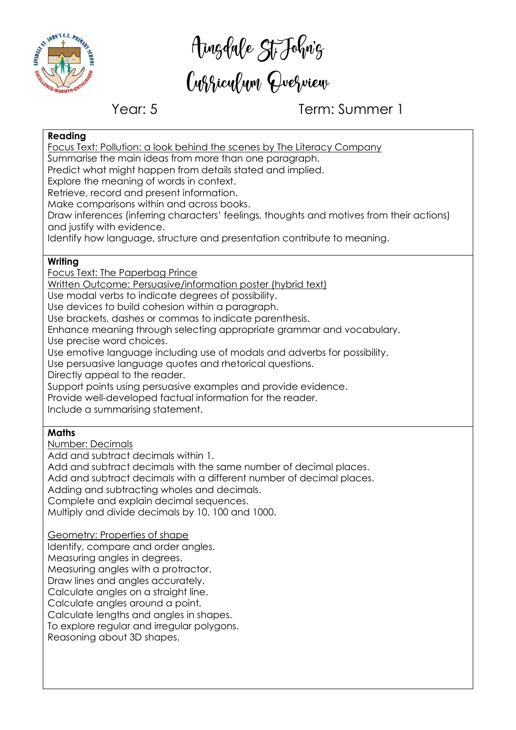# Ainsdale St John's Curriculum Overview

Year: 5 Term: Summer 1

**Reading**

Focus Text: Pollution: a look behind the scenes by The Literacy Company

Summarise the main ideas from more than one paragraph.
Predict what might happen from details stated and implied.
Explore the meaning of words in context.
Retrieve, record and present information.
Make comparisons within and across books.
Draw inferences (inferring characters' feelings, thoughts and motives from their actions) and justify with evidence.
Identify how language, structure and presentation contribute to meaning.

**Writing**

Focus Text: The Paperbag Prince

Written Outcome: Persuasive/information poster (hybrid text)

Use modal verbs to indicate degrees of possibility.
Use devices to build cohesion within a paragraph.
Use brackets, dashes or commas to indicate parenthesis.
Enhance meaning through selecting appropriate grammar and vocabulary.
Use precise word choices.
Use emotive language including use of modals and adverbs for possibility.
Use persuasive language quotes and rhetorical questions.
Directly appeal to the reader.
Support points using persuasive examples and provide evidence.
Provide well-developed factual information for the reader.
Include a summarising statement.

**Maths**

Number: Decimals

Add and subtract decimals within 1.
Add and subtract decimals with the same number of decimal places.
Add and subtract decimals with a different number of decimal places.
Adding and subtracting wholes and decimals.
Complete and explain decimal sequences.
Multiply and divide decimals by 10, 100 and 1000.

Geometry: Properties of shape

Identify, compare and order angles.
Measuring angles in degrees.
Measuring angles with a protractor.
Draw lines and angles accurately.
Calculate angles on a straight line.
Calculate angles around a point.
Calculate lengths and angles in shapes.
To explore regular and irregular polygons.
Reasoning about 3D shapes.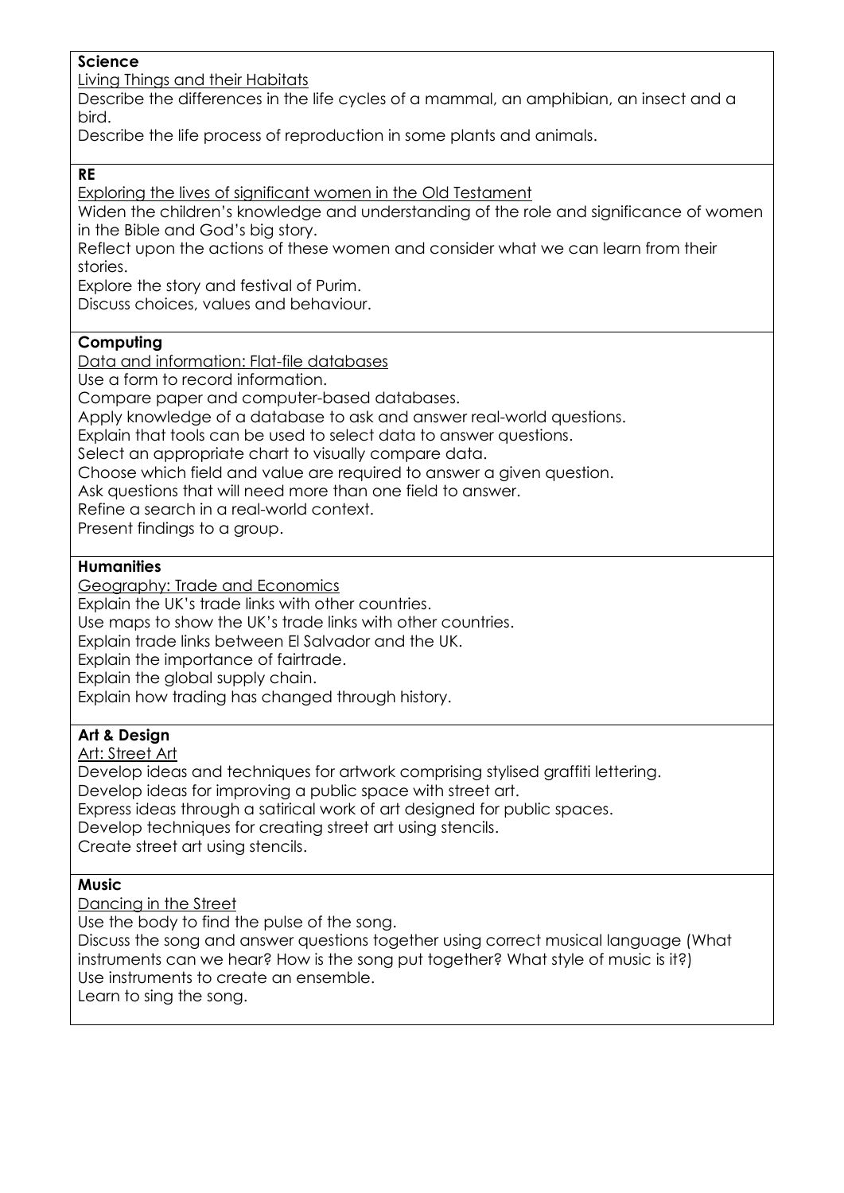**Science**

Living Things and their Habitats

Describe the differences in the life cycles of a mammal, an amphibian, an insect and a bird.

Describe the life process of reproduction in some plants and animals.

**RE**

Exploring the lives of significant women in the Old Testament

Widen the children's knowledge and understanding of the role and significance of women in the Bible and God's big story.

Reflect upon the actions of these women and consider what we can learn from their stories.

Explore the story and festival of Purim.

Discuss choices, values and behaviour.

**Computing**

Data and information: Flat-file databases

Use a form to record information.

Compare paper and computer-based databases.

Apply knowledge of a database to ask and answer real-world questions.

Explain that tools can be used to select data to answer questions.

Select an appropriate chart to visually compare data.

Choose which field and value are required to answer a given question.

Ask questions that will need more than one field to answer.

Refine a search in a real-world context.

Present findings to a group.

**Humanities**

Geography: Trade and Economics

Explain the UK's trade links with other countries.

Use maps to show the UK's trade links with other countries.

Explain trade links between El Salvador and the UK.

Explain the importance of fairtrade.

Explain the global supply chain.

Explain how trading has changed through history.

**Art & Design**

Art: Street Art

Develop ideas and techniques for artwork comprising stylised graffiti lettering.

Develop ideas for improving a public space with street art.

Express ideas through a satirical work of art designed for public spaces.

Develop techniques for creating street art using stencils.

Create street art using stencils.

**Music**

Dancing in the Street

Use the body to find the pulse of the song.

Discuss the song and answer questions together using correct musical language (What instruments can we hear? How is the song put together? What style of music is it?)

Use instruments to create an ensemble.

Learn to sing the song.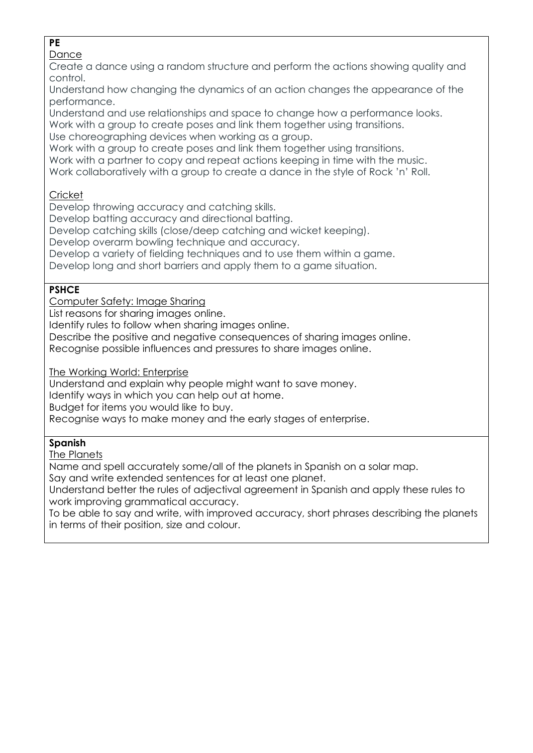**PE**

Dance

Create a dance using a random structure and perform the actions showing quality and control.

Understand how changing the dynamics of an action changes the appearance of the performance.

Understand and use relationships and space to change how a performance looks.

Work with a group to create poses and link them together using transitions.

Use choreographing devices when working as a group.

Work with a group to create poses and link them together using transitions.

Work with a partner to copy and repeat actions keeping in time with the music.

Work collaboratively with a group to create a dance in the style of Rock 'n' Roll.

Cricket

Develop throwing accuracy and catching skills.

Develop batting accuracy and directional batting.

Develop catching skills (close/deep catching and wicket keeping).

Develop overarm bowling technique and accuracy.

Develop a variety of fielding techniques and to use them within a game.

Develop long and short barriers and apply them to a game situation.

**PSHCE**

Computer Safety: Image Sharing

List reasons for sharing images online.

Identify rules to follow when sharing images online.

Describe the positive and negative consequences of sharing images online.

Recognise possible influences and pressures to share images online.

The Working World: Enterprise

Understand and explain why people might want to save money.

Identify ways in which you can help out at home.

Budget for items you would like to buy.

Recognise ways to make money and the early stages of enterprise.

**Spanish**

The Planets

Name and spell accurately some/all of the planets in Spanish on a solar map.

Say and write extended sentences for at least one planet.

Understand better the rules of adjectival agreement in Spanish and apply these rules to work improving grammatical accuracy.

To be able to say and write, with improved accuracy, short phrases describing the planets in terms of their position, size and colour.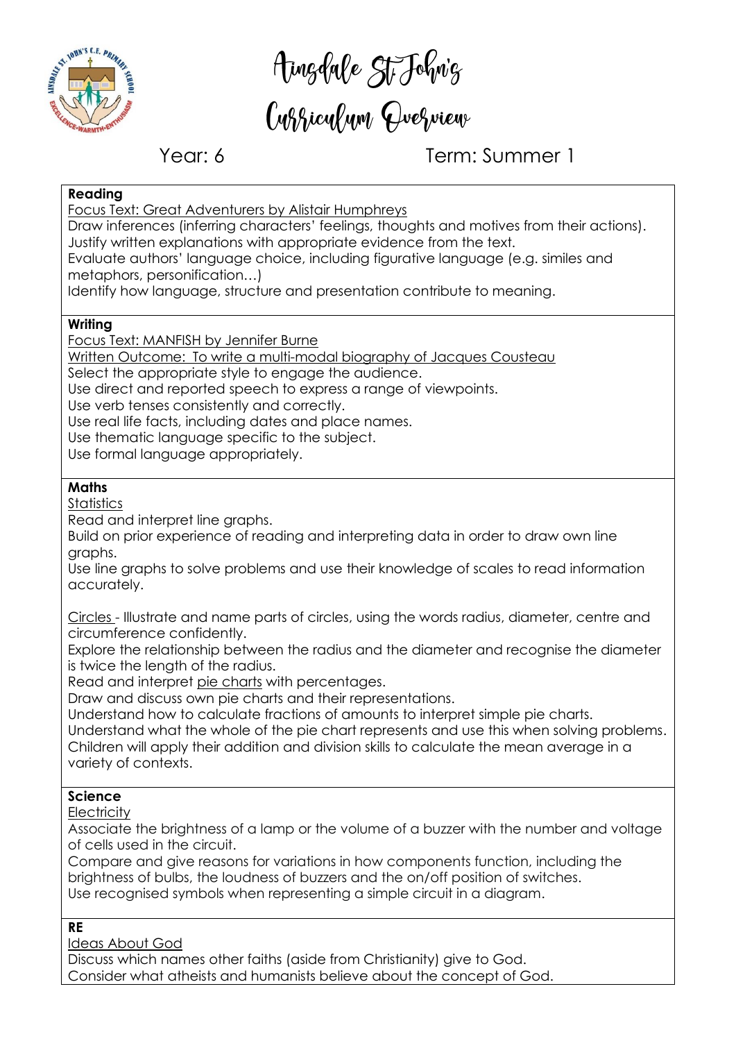# Ainsdale St John's Curriculum Overview

Year: 6 Term: Summer 1

**Reading**

Focus Text: Great Adventurers by Alistair Humphreys

Draw inferences (inferring characters' feelings, thoughts and motives from their actions).
Justify written explanations with appropriate evidence from the text.
Evaluate authors' language choice, including figurative language (e.g. similes and metaphors, personification…)
Identify how language, structure and presentation contribute to meaning.

**Writing**

Focus Text: MANFISH by Jennifer Burne

Written Outcome: To write a multi-modal biography of Jacques Cousteau

Select the appropriate style to engage the audience.
Use direct and reported speech to express a range of viewpoints.
Use verb tenses consistently and correctly.
Use real life facts, including dates and place names.
Use thematic language specific to the subject.
Use formal language appropriately.

**Maths**

Statistics

Read and interpret line graphs.
Build on prior experience of reading and interpreting data in order to draw own line graphs.
Use line graphs to solve problems and use their knowledge of scales to read information accurately.

Circles - Illustrate and name parts of circles, using the words radius, diameter, centre and circumference confidently.
Explore the relationship between the radius and the diameter and recognise the diameter is twice the length of the radius.
Read and interpret pie charts with percentages.
Draw and discuss own pie charts and their representations.
Understand how to calculate fractions of amounts to interpret simple pie charts.
Understand what the whole of the pie chart represents and use this when solving problems.
Children will apply their addition and division skills to calculate the mean average in a variety of contexts.

**Science**

Electricity

Associate the brightness of a lamp or the volume of a buzzer with the number and voltage of cells used in the circuit.
Compare and give reasons for variations in how components function, including the brightness of bulbs, the loudness of buzzers and the on/off position of switches.
Use recognised symbols when representing a simple circuit in a diagram.

**RE**

Ideas About God

Discuss which names other faiths (aside from Christianity) give to God.
Consider what atheists and humanists believe about the concept of God.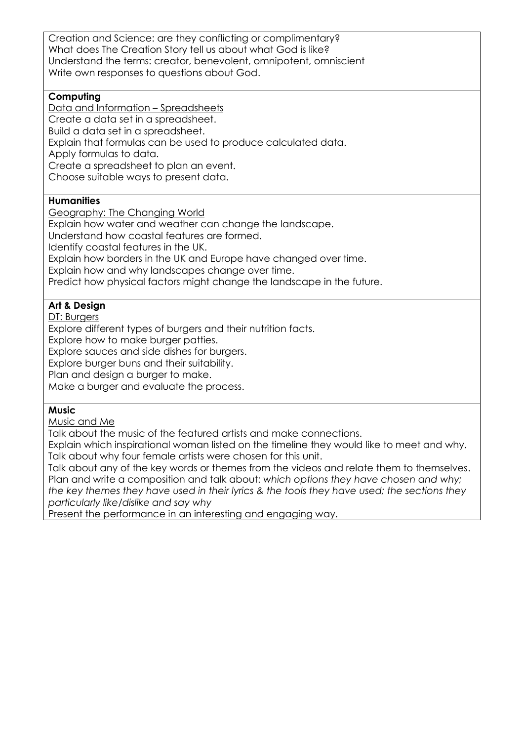Creation and Science: are they conflicting or complimentary?
What does The Creation Story tell us about what God is like?
Understand the terms: creator, benevolent, omnipotent, omniscient
Write own responses to questions about God.

**Computing**

Data and Information – Spreadsheets

Create a data set in a spreadsheet.
Build a data set in a spreadsheet.
Explain that formulas can be used to produce calculated data.
Apply formulas to data.
Create a spreadsheet to plan an event.
Choose suitable ways to present data.

**Humanities**

Geography: The Changing World

Explain how water and weather can change the landscape.
Understand how coastal features are formed.
Identify coastal features in the UK.
Explain how borders in the UK and Europe have changed over time.
Explain how and why landscapes change over time.
Predict how physical factors might change the landscape in the future.

**Art & Design**

DT: Burgers

Explore different types of burgers and their nutrition facts.
Explore how to make burger patties.
Explore sauces and side dishes for burgers.
Explore burger buns and their suitability.
Plan and design a burger to make.
Make a burger and evaluate the process.

**Music**

Music and Me

Talk about the music of the featured artists and make connections.
Explain which inspirational woman listed on the timeline they would like to meet and why.
Talk about why four female artists were chosen for this unit.
Talk about any of the key words or themes from the videos and relate them to themselves.
Plan and write a composition and talk about: *which options they have chosen and why; the key themes they have used in their lyrics & the tools they have used; the sections they particularly like/dislike and say why*
Present the performance in an interesting and engaging way.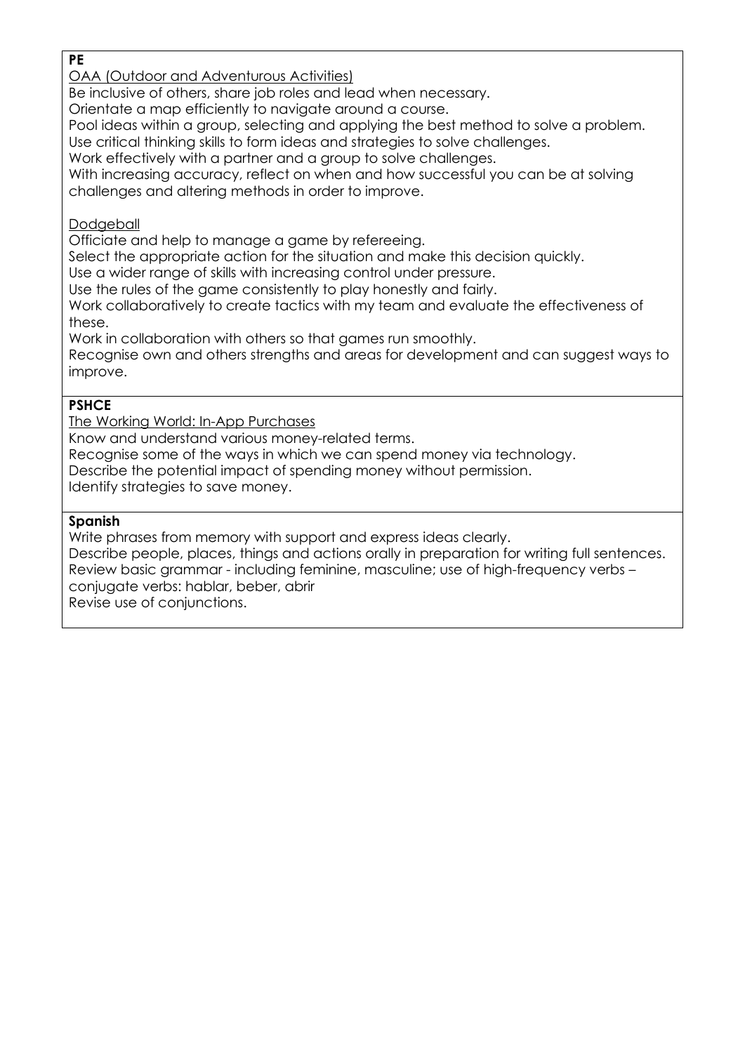**PE**

OAA (Outdoor and Adventurous Activities)

Be inclusive of others, share job roles and lead when necessary.
Orientate a map efficiently to navigate around a course.
Pool ideas within a group, selecting and applying the best method to solve a problem.
Use critical thinking skills to form ideas and strategies to solve challenges.
Work effectively with a partner and a group to solve challenges.
With increasing accuracy, reflect on when and how successful you can be at solving challenges and altering methods in order to improve.

Dodgeball

Officiate and help to manage a game by refereeing.
Select the appropriate action for the situation and make this decision quickly.
Use a wider range of skills with increasing control under pressure.
Use the rules of the game consistently to play honestly and fairly.
Work collaboratively to create tactics with my team and evaluate the effectiveness of these.
Work in collaboration with others so that games run smoothly.
Recognise own and others strengths and areas for development and can suggest ways to improve.

**PSHCE**

The Working World: In-App Purchases

Know and understand various money-related terms.
Recognise some of the ways in which we can spend money via technology.
Describe the potential impact of spending money without permission.
Identify strategies to save money.

**Spanish**

Write phrases from memory with support and express ideas clearly.
Describe people, places, things and actions orally in preparation for writing full sentences.
Review basic grammar - including feminine, masculine; use of high-frequency verbs – conjugate verbs: hablar, beber, abrir
Revise use of conjunctions.